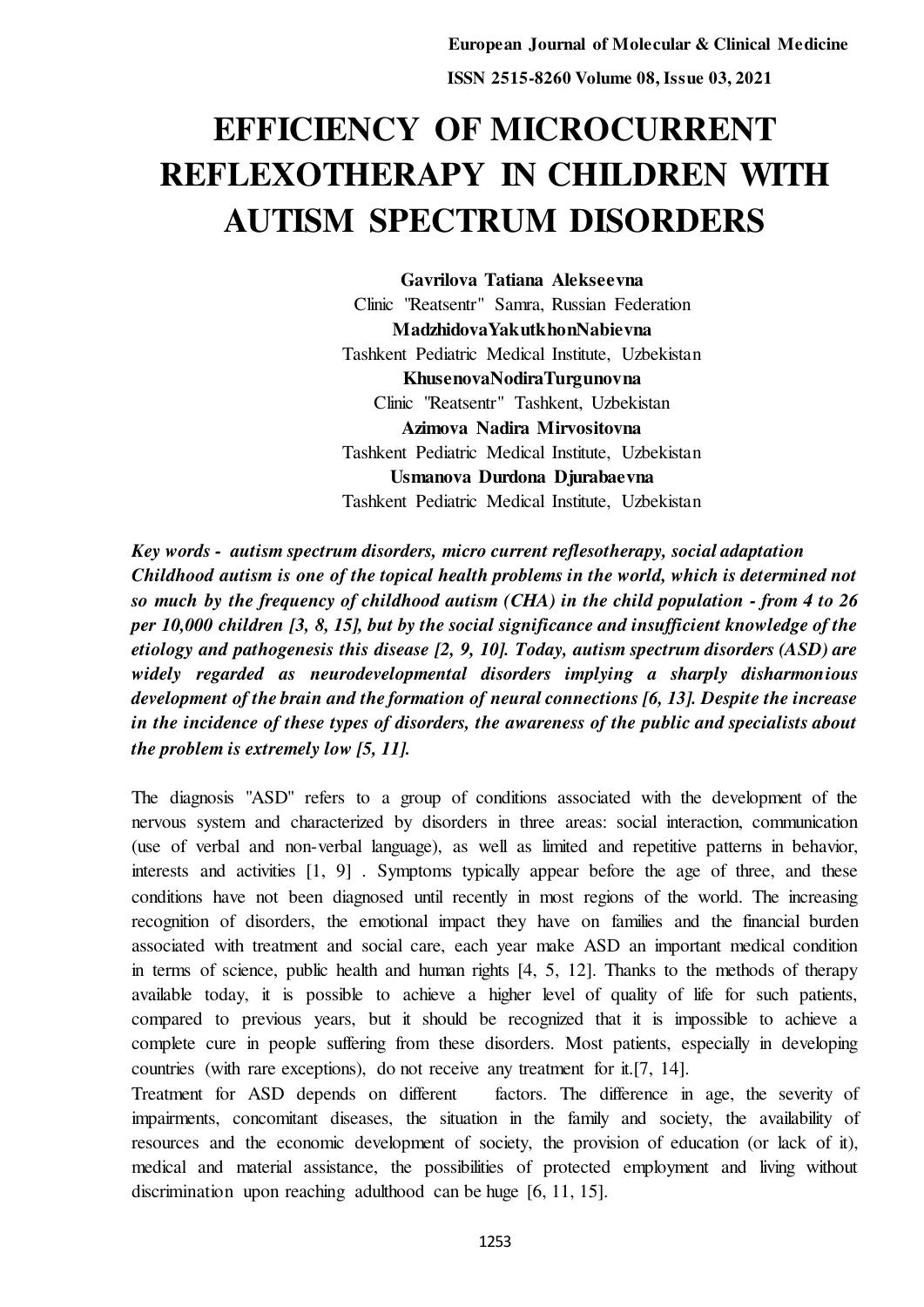# EFFICIENCY OF MICROCURRENT REFLEXOTHERAPY IN CHILDREN WITH AUTISM SPECTRUM DISORDERS

**Gavrilova Tatiana Alekseevna**
Clinic "Reatsentr" Samra, Russian Federation
**MadzhidovaYakutkhonNabievna**
Tashkent Pediatric Medical Institute, Uzbekistan
**KhusenovaNodiraTurgunovna**
Clinic "Reatsentr" Tashkent, Uzbekistan
**Azimova Nadira Mirvositovna**
Tashkent Pediatric Medical Institute, Uzbekistan
**Usmanova Durdona Djurabaevna**
Tashkent Pediatric Medical Institute, Uzbekistan

***Key words - autism spectrum disorders, micro current reflesotherapy, social adaptation***
***Childhood autism is one of the topical health problems in the world, which is determined not so much by the frequency of childhood autism (CHA) in the child population - from 4 to 26 per 10,000 children [3, 8, 15], but by the social significance and insufficient knowledge of the etiology and pathogenesis this disease [2, 9, 10]. Today, autism spectrum disorders (ASD) are widely regarded as neurodevelopmental disorders implying a sharply disharmonious development of the brain and the formation of neural connections [6, 13]. Despite the increase in the incidence of these types of disorders, the awareness of the public and specialists about the problem is extremely low [5, 11].***

The diagnosis "ASD" refers to a group of conditions associated with the development of the nervous system and characterized by disorders in three areas: social interaction, communication (use of verbal and non-verbal language), as well as limited and repetitive patterns in behavior, interests and activities [1, 9] . Symptoms typically appear before the age of three, and these conditions have not been diagnosed until recently in most regions of the world. The increasing recognition of disorders, the emotional impact they have on families and the financial burden associated with treatment and social care, each year make ASD an important medical condition in terms of science, public health and human rights [4, 5, 12]. Thanks to the methods of therapy available today, it is possible to achieve a higher level of quality of life for such patients, compared to previous years, but it should be recognized that it is impossible to achieve a complete cure in people suffering from these disorders. Most patients, especially in developing countries (with rare exceptions), do not receive any treatment for it.[7, 14].

Treatment for ASD depends on different factors. The difference in age, the severity of impairments, concomitant diseases, the situation in the family and society, the availability of resources and the economic development of society, the provision of education (or lack of it), medical and material assistance, the possibilities of protected employment and living without discrimination upon reaching adulthood can be huge [6, 11, 15].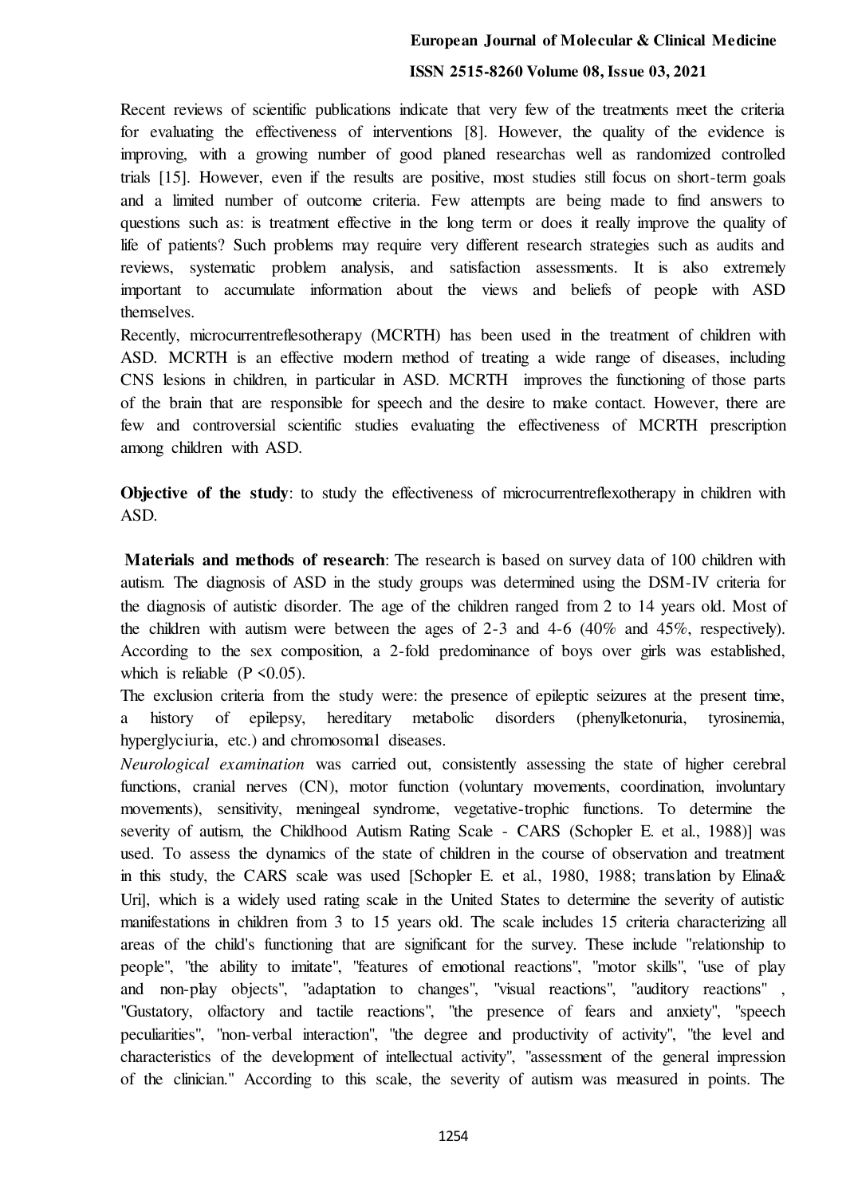Recent reviews of scientific publications indicate that very few of the treatments meet the criteria for evaluating the effectiveness of interventions [8]. However, the quality of the evidence is improving, with a growing number of good planed researchas well as randomized controlled trials [15]. However, even if the results are positive, most studies still focus on short-term goals and a limited number of outcome criteria. Few attempts are being made to find answers to questions such as: is treatment effective in the long term or does it really improve the quality of life of patients? Such problems may require very different research strategies such as audits and reviews, systematic problem analysis, and satisfaction assessments. It is also extremely important to accumulate information about the views and beliefs of people with ASD themselves.

Recently, microcurrentreflesotherapy (MCRTH) has been used in the treatment of children with ASD. MCRTH is an effective modern method of treating a wide range of diseases, including CNS lesions in children, in particular in ASD. MCRTH improves the functioning of those parts of the brain that are responsible for speech and the desire to make contact. However, there are few and controversial scientific studies evaluating the effectiveness of MCRTH prescription among children with ASD.

**Objective of the study**: to study the effectiveness of microcurrentreflexotherapy in children with ASD.

**Materials and methods of research**: The research is based on survey data of 100 children with autism. The diagnosis of ASD in the study groups was determined using the DSM-IV criteria for the diagnosis of autistic disorder. The age of the children ranged from 2 to 14 years old. Most of the children with autism were between the ages of 2-3 and 4-6 (40% and 45%, respectively). According to the sex composition, a 2-fold predominance of boys over girls was established, which is reliable ($P < 0.05$).

The exclusion criteria from the study were: the presence of epileptic seizures at the present time, a history of epilepsy, hereditary metabolic disorders (phenylketonuria, tyrosinemia, hyperglyciuria, etc.) and chromosomal diseases.

*Neurological examination* was carried out, consistently assessing the state of higher cerebral functions, cranial nerves (CN), motor function (voluntary movements, coordination, involuntary movements), sensitivity, meningeal syndrome, vegetative-trophic functions. To determine the severity of autism, the Childhood Autism Rating Scale - CARS (Schopler E. et al., 1988)] was used. To assess the dynamics of the state of children in the course of observation and treatment in this study, the CARS scale was used [Schopler E. et al., 1980, 1988; translation by Elina& Uri], which is a widely used rating scale in the United States to determine the severity of autistic manifestations in children from 3 to 15 years old. The scale includes 15 criteria characterizing all areas of the child's functioning that are significant for the survey. These include "relationship to people", "the ability to imitate", "features of emotional reactions", "motor skills", "use of play and non-play objects", "adaptation to changes", "visual reactions", "auditory reactions" , "Gustatory, olfactory and tactile reactions", "the presence of fears and anxiety", "speech peculiarities", "non-verbal interaction", "the degree and productivity of activity", "the level and characteristics of the development of intellectual activity", "assessment of the general impression of the clinician." According to this scale, the severity of autism was measured in points. The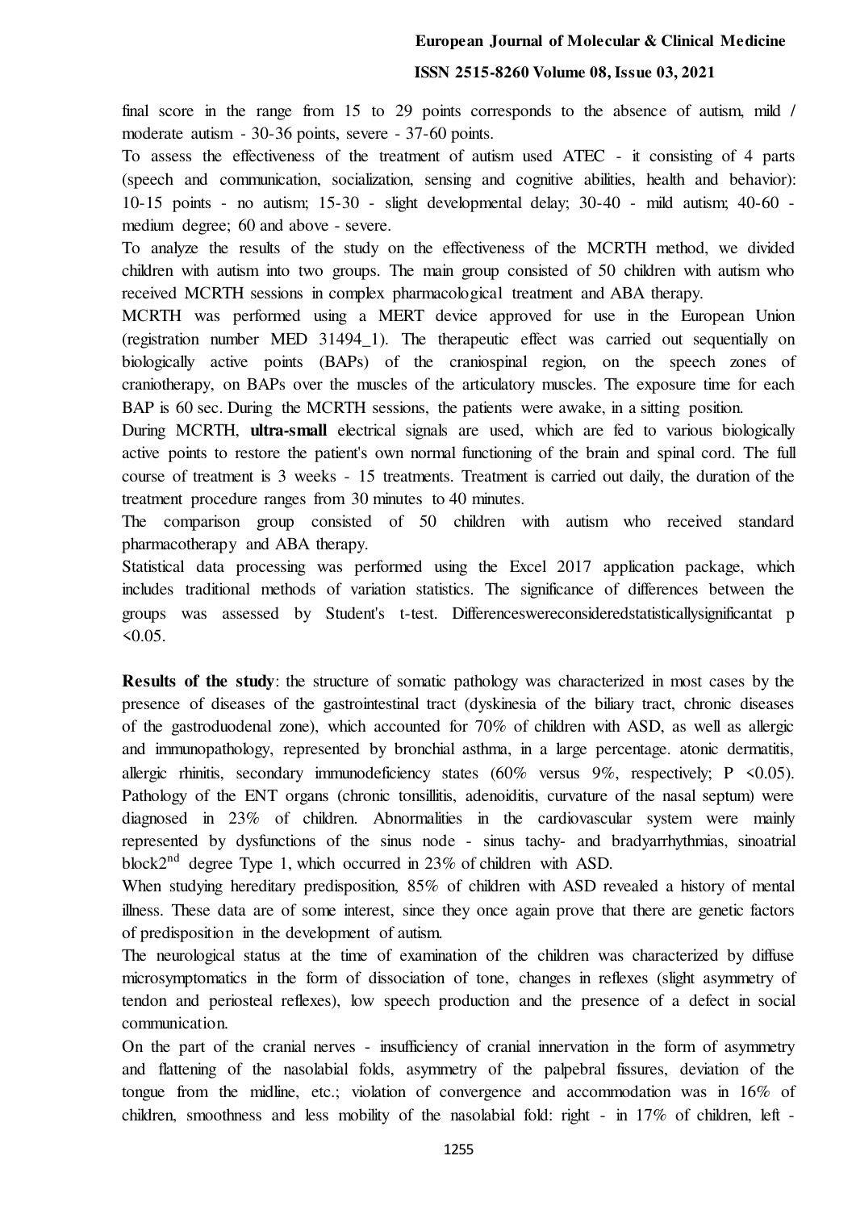final score in the range from 15 to 29 points corresponds to the absence of autism, mild / moderate autism - 30-36 points, severe - 37-60 points.

To assess the effectiveness of the treatment of autism used ATEC - it consisting of 4 parts (speech and communication, socialization, sensing and cognitive abilities, health and behavior): 10-15 points - no autism; 15-30 - slight developmental delay; 30-40 - mild autism; 40-60 - medium degree; 60 and above - severe.

To analyze the results of the study on the effectiveness of the MCRTH method, we divided children with autism into two groups. The main group consisted of 50 children with autism who received MCRTH sessions in complex pharmacological treatment and ABA therapy.

MCRTH was performed using a MERT device approved for use in the European Union (registration number MED 31494_1). The therapeutic effect was carried out sequentially on biologically active points (BAPs) of the craniospinal region, on the speech zones of craniotherapy, on BAPs over the muscles of the articulatory muscles. The exposure time for each BAP is 60 sec. During the MCRTH sessions, the patients were awake, in a sitting position.

During MCRTH, **ultra-small** electrical signals are used, which are fed to various biologically active points to restore the patient's own normal functioning of the brain and spinal cord. The full course of treatment is 3 weeks - 15 treatments. Treatment is carried out daily, the duration of the treatment procedure ranges from 30 minutes to 40 minutes.

The comparison group consisted of 50 children with autism who received standard pharmacotherapy and ABA therapy.

Statistical data processing was performed using the Excel 2017 application package, which includes traditional methods of variation statistics. The significance of differences between the groups was assessed by Student's t-test. Differenceswereconsideredstatisticallysignificantat $p < 0.05$.

**Results of the study**: the structure of somatic pathology was characterized in most cases by the presence of diseases of the gastrointestinal tract (dyskinesia of the biliary tract, chronic diseases of the gastroduodenal zone), which accounted for 70% of children with ASD, as well as allergic and immunopathology, represented by bronchial asthma, in a large percentage. atonic dermatitis, allergic rhinitis, secondary immunodeficiency states (60% versus 9%, respectively; $P < 0.05$). Pathology of the ENT organs (chronic tonsillitis, adenoiditis, curvature of the nasal septum) were diagnosed in 23% of children. Abnormalities in the cardiovascular system were mainly represented by dysfunctions of the sinus node - sinus tachy- and bradyarrhythmias, sinoatrial block2$^{nd}$ degree Type 1, which occurred in 23% of children with ASD.

When studying hereditary predisposition, 85% of children with ASD revealed a history of mental illness. These data are of some interest, since they once again prove that there are genetic factors of predisposition in the development of autism.

The neurological status at the time of examination of the children was characterized by diffuse microsymptomatics in the form of dissociation of tone, changes in reflexes (slight asymmetry of tendon and periosteal reflexes), low speech production and the presence of a defect in social communication.

On the part of the cranial nerves - insufficiency of cranial innervation in the form of asymmetry and flattening of the nasolabial folds, asymmetry of the palpebral fissures, deviation of the tongue from the midline, etc.; violation of convergence and accommodation was in 16% of children, smoothness and less mobility of the nasolabial fold: right - in 17% of children, left -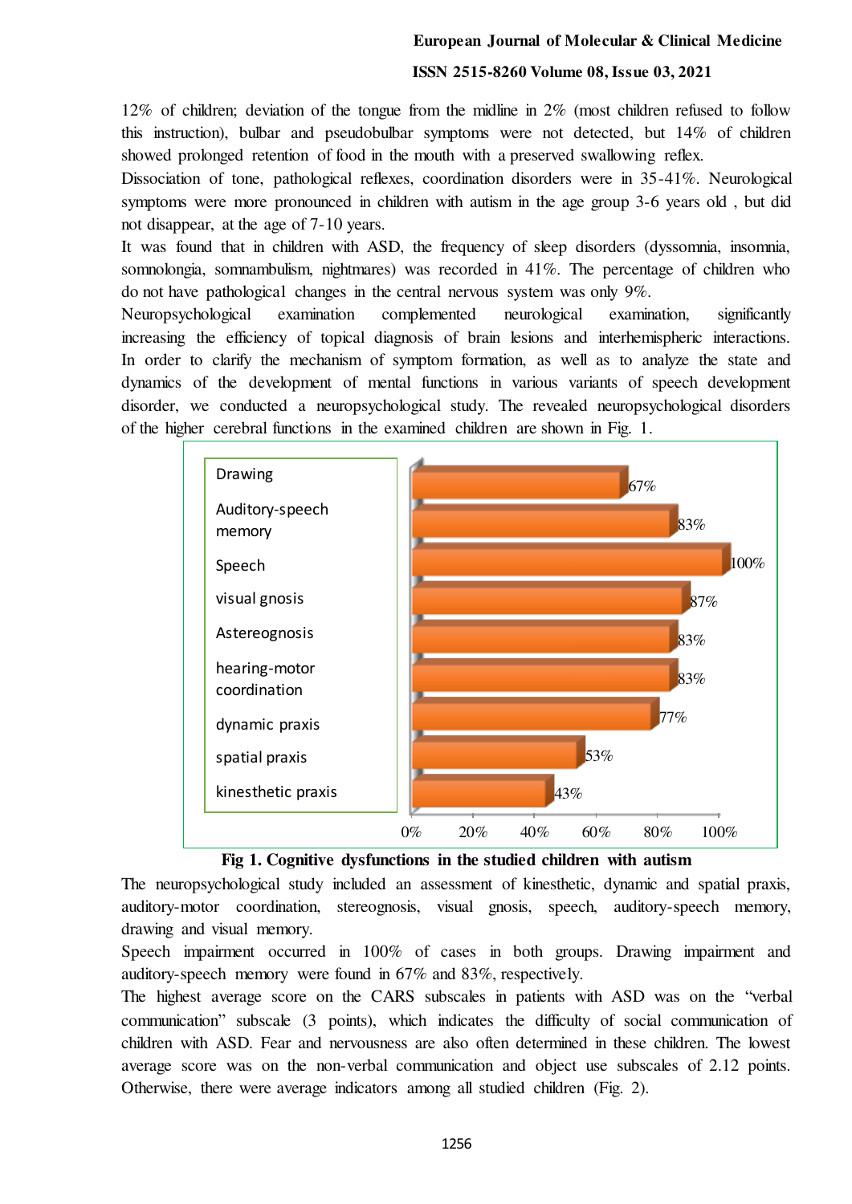12% of children; deviation of the tongue from the midline in 2% (most children refused to follow this instruction), bulbar and pseudobulbar symptoms were not detected, but 14% of children showed prolonged retention of food in the mouth with a preserved swallowing reflex.

Dissociation of tone, pathological reflexes, coordination disorders were in 35-41%. Neurological symptoms were more pronounced in children with autism in the age group 3-6 years old , but did not disappear, at the age of 7-10 years.

It was found that in children with ASD, the frequency of sleep disorders (dyssomnia, insomnia, somnolongia, somnambulism, nightmares) was recorded in 41%. The percentage of children who do not have pathological changes in the central nervous system was only 9%.

Neuropsychological examination complemented neurological examination, significantly increasing the efficiency of topical diagnosis of brain lesions and interhemispheric interactions. In order to clarify the mechanism of symptom formation, as well as to analyze the state and dynamics of the development of mental functions in various variants of speech development disorder, we conducted a neuropsychological study. The revealed neuropsychological disorders of the higher cerebral functions in the examined children are shown in Fig. 1.

| Function | % |
|---|---|
| Drawing | 67% |
| Auditory-speech memory | 83% |
| Speech | 100% |
| visual gnosis | 87% |
| Astereognosis | 83% |
| hearing-motor coordination | 83% |
| dynamic praxis | 77% |
| spatial praxis | 53% |
| kinesthetic praxis | 43% |

**Fig 1. Cognitive dysfunctions in the studied children with autism**

The neuropsychological study included an assessment of kinesthetic, dynamic and spatial praxis, auditory-motor coordination, stereognosis, visual gnosis, speech, auditory-speech memory, drawing and visual memory.

Speech impairment occurred in 100% of cases in both groups. Drawing impairment and auditory-speech memory were found in 67% and 83%, respectively.

The highest average score on the CARS subscales in patients with ASD was on the "verbal communication" subscale (3 points), which indicates the difficulty of social communication of children with ASD. Fear and nervousness are also often determined in these children. The lowest average score was on the non-verbal communication and object use subscales of 2.12 points. Otherwise, there were average indicators among all studied children (Fig. 2).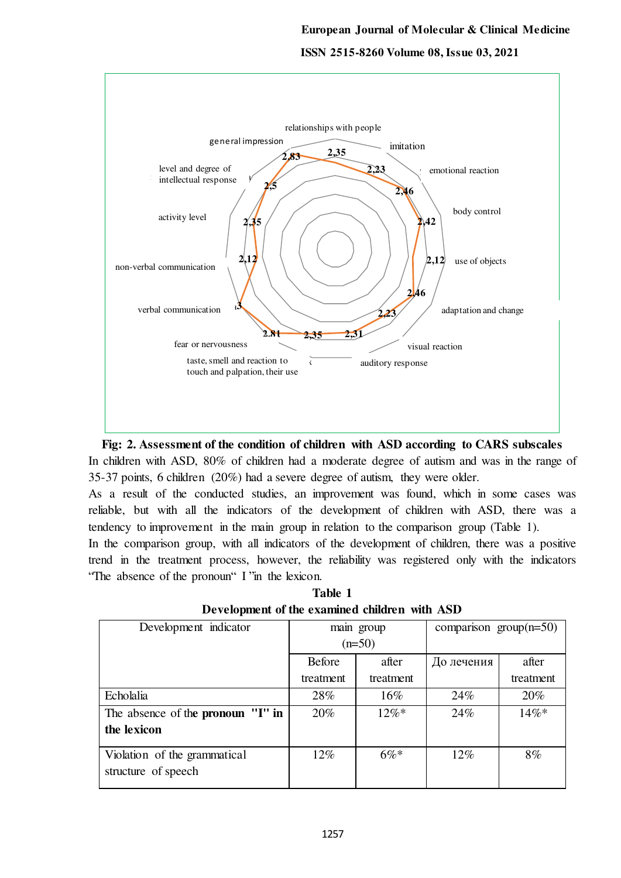**Fig: 2. Assessment of the condition of children with ASD according to CARS subscales**

In children with ASD, 80% of children had a moderate degree of autism and was in the range of 35-37 points, 6 children (20%) had a severe degree of autism, they were older.

As a result of the conducted studies, an improvement was found, which in some cases was reliable, but with all the indicators of the development of children with ASD, there was a tendency to improvement in the main group in relation to the comparison group (Table 1).

In the comparison group, with all indicators of the development of children, there was a positive trend in the treatment process, however, the reliability was registered only with the indicators "The absence of the pronoun" I "in the lexicon.

**Table 1**

**Development of the examined children with ASD**

| Development indicator | main group (n=50) | | comparison group(n=50) | |
|---|---|---|---|---|
| | Before treatment | after treatment | До лечения | after treatment |
| Echolalia | 28% | 16% | 24% | 20% |
| The absence of the **pronoun "I" in the lexicon** | 20% | 12%* | 24% | 14%* |
| Violation of the grammatical structure of speech | 12% | 6%* | 12% | 8% |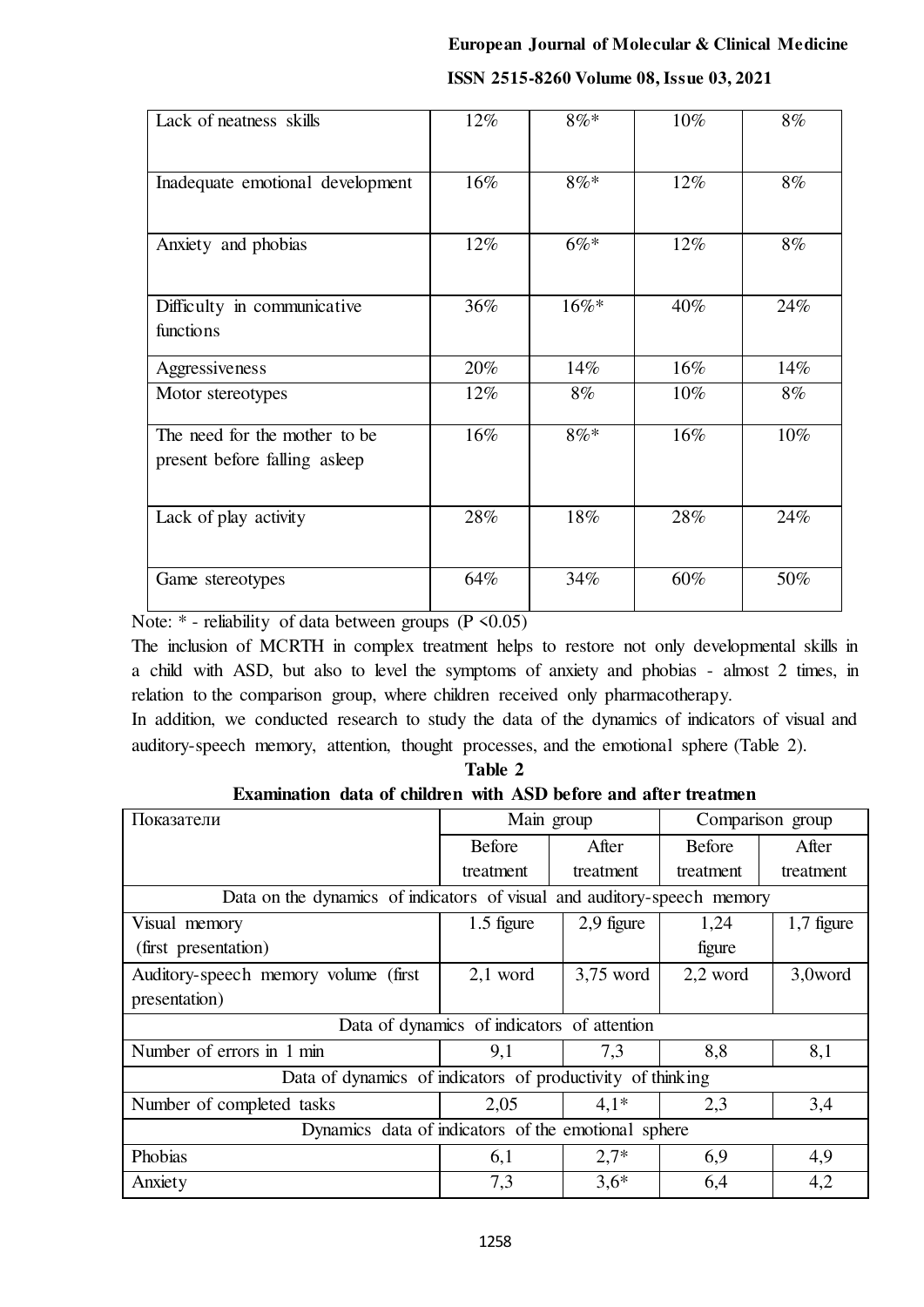| Lack of neatness skills | 12% | 8%* | 10% | 8% |
|---|---|---|---|---|
| Inadequate emotional development | 16% | 8%* | 12% | 8% |
| Anxiety and phobias | 12% | 6%* | 12% | 8% |
| Difficulty in communicative functions | 36% | 16%* | 40% | 24% |
| Aggressiveness | 20% | 14% | 16% | 14% |
| Motor stereotypes | 12% | 8% | 10% | 8% |
| The need for the mother to be present before falling asleep | 16% | 8%* | 16% | 10% |
| Lack of play activity | 28% | 18% | 28% | 24% |
| Game stereotypes | 64% | 34% | 60% | 50% |

Note: * - reliability of data between groups (P <0.05)

The inclusion of MCRTH in complex treatment helps to restore not only developmental skills in a child with ASD, but also to level the symptoms of anxiety and phobias - almost 2 times, in relation to the comparison group, where children received only pharmacotherapy.

In addition, we conducted research to study the data of the dynamics of indicators of visual and auditory-speech memory, attention, thought processes, and the emotional sphere (Table 2).

**Table 2**

**Examination data of children with ASD before and after treatmen**

| Показатели | Main group | | Comparison group | |
|---|---|---|---|---|
| | Before treatment | After treatment | Before treatment | After treatment |
| Data on the dynamics of indicators of visual and auditory-speech memory | | | | |
| Visual memory (first presentation) | 1.5 figure | 2,9 figure | 1,24 figure | 1,7 figure |
| Auditory-speech memory volume (first presentation) | 2,1 word | 3,75 word | 2,2 word | 3,0word |
| Data of dynamics of indicators of attention | | | | |
| Number of errors in 1 min | 9,1 | 7,3 | 8,8 | 8,1 |
| Data of dynamics of indicators of productivity of thinking | | | | |
| Number of completed tasks | 2,05 | 4,1* | 2,3 | 3,4 |
| Dynamics data of indicators of the emotional sphere | | | | |
| Phobias | 6,1 | 2,7* | 6,9 | 4,9 |
| Anxiety | 7,3 | 3,6* | 6,4 | 4,2 |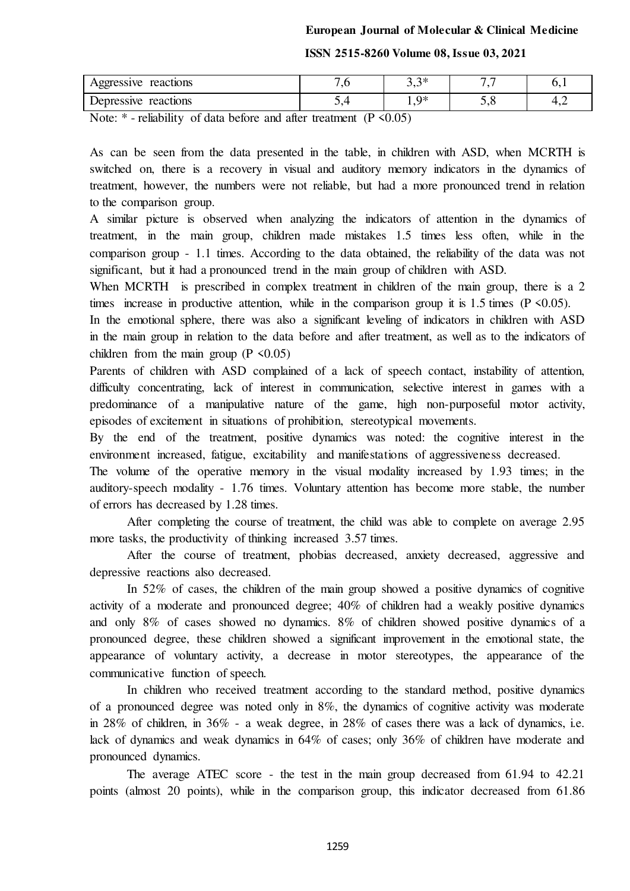| Aggressive reactions | 7,6 | 3,3* | 7,7 | 6,1 |
|---|---|---|---|---|
| Depressive reactions | 5,4 | 1,9* | 5,8 | 4,2 |

Note: * - reliability of data before and after treatment ($P < 0.05$)

As can be seen from the data presented in the table, in children with ASD, when MCRTH is switched on, there is a recovery in visual and auditory memory indicators in the dynamics of treatment, however, the numbers were not reliable, but had a more pronounced trend in relation to the comparison group.

A similar picture is observed when analyzing the indicators of attention in the dynamics of treatment, in the main group, children made mistakes 1.5 times less often, while in the comparison group - 1.1 times. According to the data obtained, the reliability of the data was not significant, but it had a pronounced trend in the main group of children with ASD.

When MCRTH is prescribed in complex treatment in children of the main group, there is a 2 times increase in productive attention, while in the comparison group it is 1.5 times ($P < 0.05$).

In the emotional sphere, there was also a significant leveling of indicators in children with ASD in the main group in relation to the data before and after treatment, as well as to the indicators of children from the main group ($P < 0.05$)

Parents of children with ASD complained of a lack of speech contact, instability of attention, difficulty concentrating, lack of interest in communication, selective interest in games with a predominance of a manipulative nature of the game, high non-purposeful motor activity, episodes of excitement in situations of prohibition, stereotypical movements.

By the end of the treatment, positive dynamics was noted: the cognitive interest in the environment increased, fatigue, excitability and manifestations of aggressiveness decreased.

The volume of the operative memory in the visual modality increased by 1.93 times; in the auditory-speech modality - 1.76 times. Voluntary attention has become more stable, the number of errors has decreased by 1.28 times.

After completing the course of treatment, the child was able to complete on average 2.95 more tasks, the productivity of thinking increased 3.57 times.

After the course of treatment, phobias decreased, anxiety decreased, aggressive and depressive reactions also decreased.

In 52% of cases, the children of the main group showed a positive dynamics of cognitive activity of a moderate and pronounced degree; 40% of children had a weakly positive dynamics and only 8% of cases showed no dynamics. 8% of children showed positive dynamics of a pronounced degree, these children showed a significant improvement in the emotional state, the appearance of voluntary activity, a decrease in motor stereotypes, the appearance of the communicative function of speech.

In children who received treatment according to the standard method, positive dynamics of a pronounced degree was noted only in 8%, the dynamics of cognitive activity was moderate in 28% of children, in 36% - a weak degree, in 28% of cases there was a lack of dynamics, i.e. lack of dynamics and weak dynamics in 64% of cases; only 36% of children have moderate and pronounced dynamics.

The average ATEC score - the test in the main group decreased from 61.94 to 42.21 points (almost 20 points), while in the comparison group, this indicator decreased from 61.86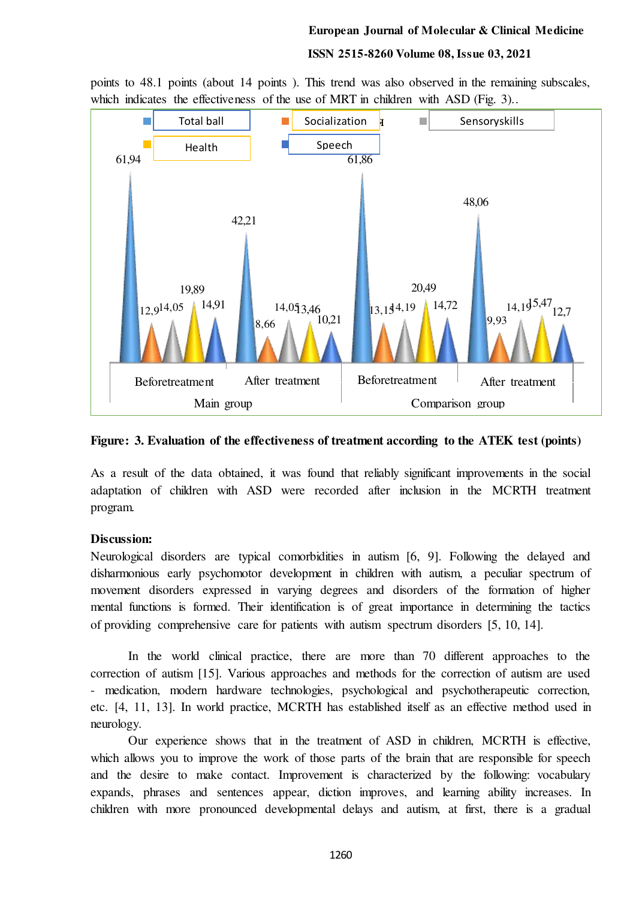points to 48.1 points (about 14 points ). This trend was also observed in the remaining subscales, which indicates the effectiveness of the use of MRT in children with ASD (Fig. 3)..

**Figure: 3. Evaluation of the effectiveness of treatment according to the ATEK test (points)**

As a result of the data obtained, it was found that reliably significant improvements in the social adaptation of children with ASD were recorded after inclusion in the MCRTH treatment program.

**Discussion:**

Neurological disorders are typical comorbidities in autism [6, 9]. Following the delayed and disharmonious early psychomotor development in children with autism, a peculiar spectrum of movement disorders expressed in varying degrees and disorders of the formation of higher mental functions is formed. Their identification is of great importance in determining the tactics of providing comprehensive care for patients with autism spectrum disorders [5, 10, 14].

In the world clinical practice, there are more than 70 different approaches to the correction of autism [15]. Various approaches and methods for the correction of autism are used - medication, modern hardware technologies, psychological and psychotherapeutic correction, etc. [4, 11, 13]. In world practice, MCRTH has established itself as an effective method used in neurology.

Our experience shows that in the treatment of ASD in children, MCRTH is effective, which allows you to improve the work of those parts of the brain that are responsible for speech and the desire to make contact. Improvement is characterized by the following: vocabulary expands, phrases and sentences appear, diction improves, and learning ability increases. In children with more pronounced developmental delays and autism, at first, there is a gradual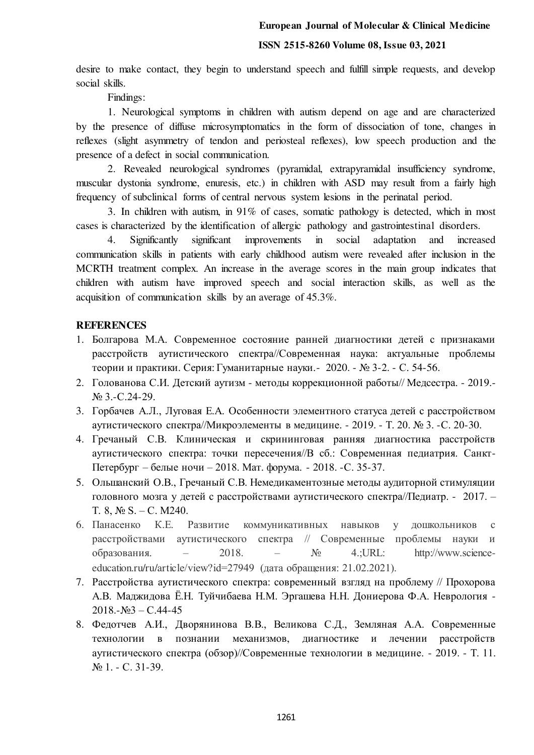desire to make contact, they begin to understand speech and fulfill simple requests, and develop social skills.

Findings:

1. Neurological symptoms in children with autism depend on age and are characterized by the presence of diffuse microsymptomatics in the form of dissociation of tone, changes in reflexes (slight asymmetry of tendon and periosteal reflexes), low speech production and the presence of a defect in social communication.

2. Revealed neurological syndromes (pyramidal, extrapyramidal insufficiency syndrome, muscular dystonia syndrome, enuresis, etc.) in children with ASD may result from a fairly high frequency of subclinical forms of central nervous system lesions in the perinatal period.

3. In children with autism, in 91% of cases, somatic pathology is detected, which in most cases is characterized by the identification of allergic pathology and gastrointestinal disorders.

4. Significantly significant improvements in social adaptation and increased communication skills in patients with early childhood autism were revealed after inclusion in the MCRTH treatment complex. An increase in the average scores in the main group indicates that children with autism have improved speech and social interaction skills, as well as the acquisition of communication skills by an average of 45.3%.

## REFERENCES

1. Болгарова М.А. Современное состояние ранней диагностики детей с признаками расстройств аутистического спектра//Современная наука: актуальные проблемы теории и практики. Серия: Гуманитарные науки.- 2020. - № 3-2. - С. 54-56.
2. Голованова С.И. Детский аутизм - методы коррекционной работы// Медсестра. - 2019.- № 3.-С.24-29.
3. Горбачев А.Л., Луговая Е.А. Особенности элементного статуса детей с расстройством аутистического спектра//Микроэлементы в медицине. - 2019. - Т. 20. № 3. -С. 20-30.
4. Гречаный С.В. Клиническая и скрининговая ранняя диагностика расстройств аутистического спектра: точки пересечения//В сб.: Современная педиатрия. Санкт-Петербург – белые ночи – 2018. Мат. форума. - 2018. -С. 35-37.
5. Ольшанский О.В., Гречаный С.В. Немедикаментозные методы аудиторной стимуляции головного мозга у детей с расстройствами аутистического спектра//Педиатр. - 2017. – Т. 8, № S. – С. M240.
6. Панасенко К.Е. Развитие коммуникативных навыков у дошкольников с расстройствами аутистического спектра // Современные проблемы науки и образования. – 2018. – № 4.;URL: http://www.science-education.ru/ru/article/view?id=27949 (дата обращения: 21.02.2021).
7. Расстройства аутистического спектра: современный взгляд на проблему // Прохорова А.В. Маджидова Ё.Н. Туйчибаева Н.М. Эргашева Н.Н. Дониерова Ф.А. Неврология - 2018.-№3 – С.44-45
8. Федотчев А.И., Дворянинова В.В., Великова С.Д., Земляная А.А. Современные технологии в познании механизмов, диагностике и лечении расстройств аутистического спектра (обзор)//Современные технологии в медицине. - 2019. - Т. 11. № 1. - С. 31-39.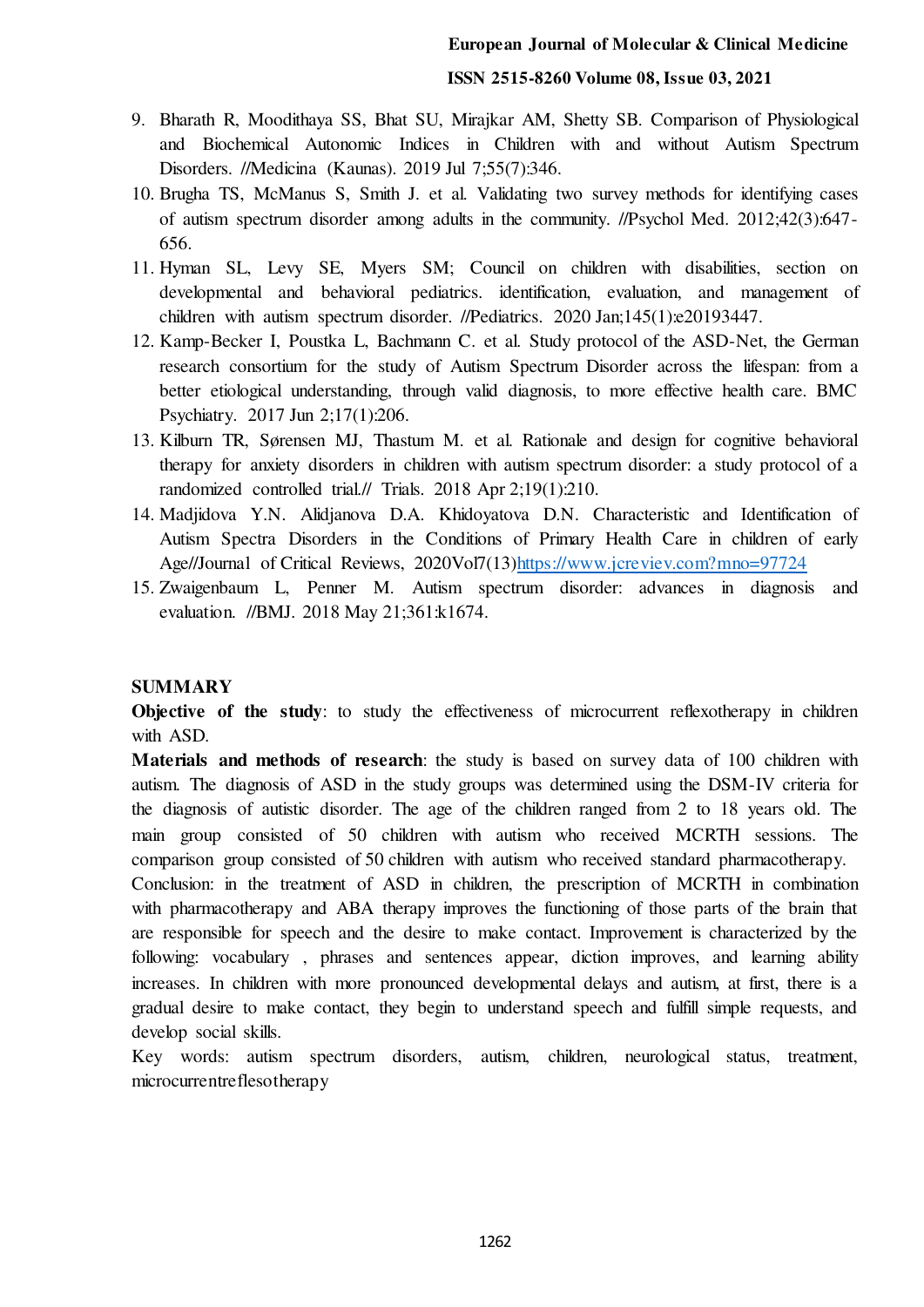9. Bharath R, Moodithaya SS, Bhat SU, Mirajkar AM, Shetty SB. Comparison of Physiological and Biochemical Autonomic Indices in Children with and without Autism Spectrum Disorders. //Medicina (Kaunas). 2019 Jul 7;55(7):346.
10. Brugha TS, McManus S, Smith J. et al. Validating two survey methods for identifying cases of autism spectrum disorder among adults in the community. //Psychol Med. 2012;42(3):647-656.
11. Hyman SL, Levy SE, Myers SM; Council on children with disabilities, section on developmental and behavioral pediatrics. identification, evaluation, and management of children with autism spectrum disorder. //Pediatrics. 2020 Jan;145(1):e20193447.
12. Kamp-Becker I, Poustka L, Bachmann C. et al. Study protocol of the ASD-Net, the German research consortium for the study of Autism Spectrum Disorder across the lifespan: from a better etiological understanding, through valid diagnosis, to more effective health care. BMC Psychiatry. 2017 Jun 2;17(1):206.
13. Kilburn TR, Sørensen MJ, Thastum M. et al. Rationale and design for cognitive behavioral therapy for anxiety disorders in children with autism spectrum disorder: a study protocol of a randomized controlled trial.// Trials. 2018 Apr 2;19(1):210.
14. Madjidova Y.N. Alidjanova D.A. Khidoyatova D.N. Characteristic and Identification of Autism Spectra Disorders in the Conditions of Primary Health Care in children of early Age//Journal of Critical Reviews, 2020Vol7(13)https://www.jcreviev.com?mno=97724
15. Zwaigenbaum L, Penner M. Autism spectrum disorder: advances in diagnosis and evaluation. //BMJ. 2018 May 21;361:k1674.

## SUMMARY

**Objective of the study**: to study the effectiveness of microcurrent reflexotherapy in children with ASD.

**Materials and methods of research**: the study is based on survey data of 100 children with autism. The diagnosis of ASD in the study groups was determined using the DSM-IV criteria for the diagnosis of autistic disorder. The age of the children ranged from 2 to 18 years old. The main group consisted of 50 children with autism who received MCRTH sessions. The comparison group consisted of 50 children with autism who received standard pharmacotherapy.

Conclusion: in the treatment of ASD in children, the prescription of MCRTH in combination with pharmacotherapy and ABA therapy improves the functioning of those parts of the brain that are responsible for speech and the desire to make contact. Improvement is characterized by the following: vocabulary , phrases and sentences appear, diction improves, and learning ability increases. In children with more pronounced developmental delays and autism, at first, there is a gradual desire to make contact, they begin to understand speech and fulfill simple requests, and develop social skills.

Key words: autism spectrum disorders, autism, children, neurological status, treatment, microcurrentreflesotherapy